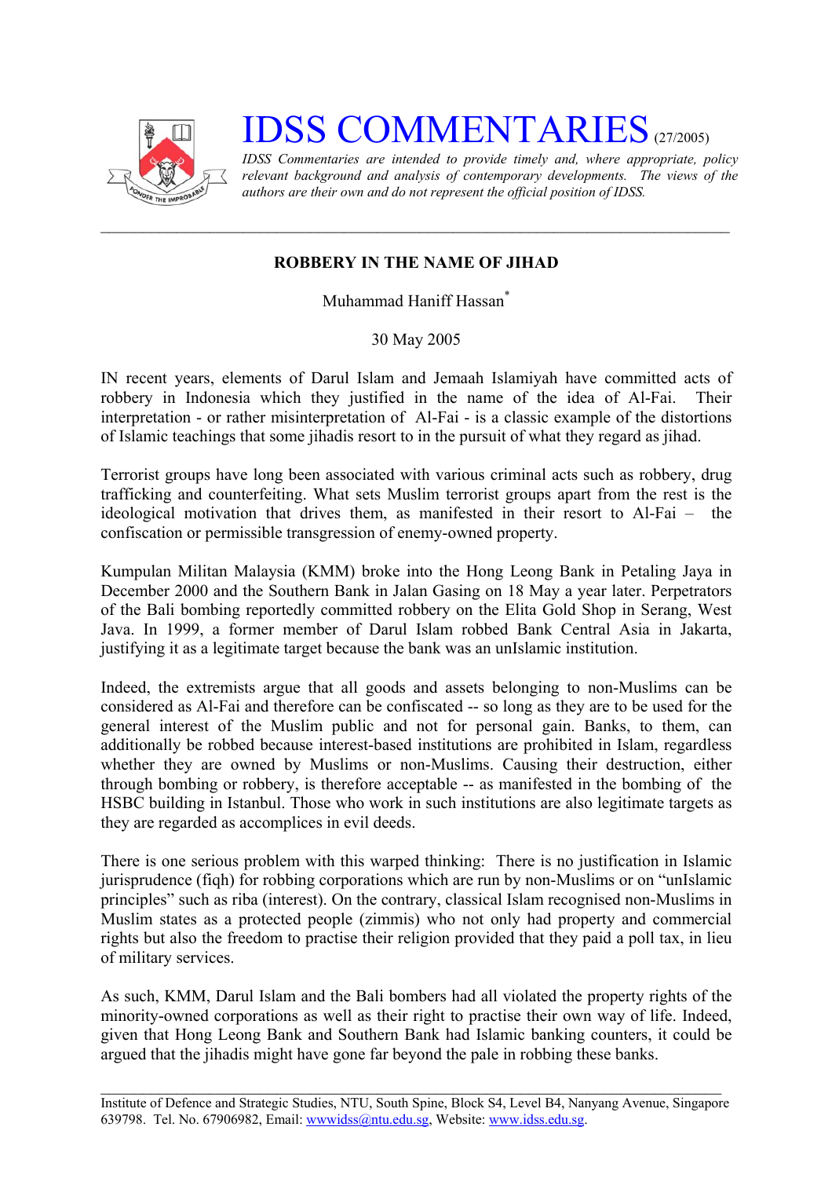// IDSS COMMENTARIES (27/2005)

*IDSS Commentaries are intended to provide timely and, where appropriate, policy relevant background and analysis of contemporary developments. The views of the authors are their own and do not represent the official position of IDSS.*

---

**ROBBERY IN THE NAME OF JIHAD**

Muhammad Haniff Hassan*

30 May 2005

IN recent years, elements of Darul Islam and Jemaah Islamiyah have committed acts of robbery in Indonesia which they justified in the name of the idea of Al-Fai. Their interpretation - or rather misinterpretation of Al-Fai - is a classic example of the distortions of Islamic teachings that some jihadis resort to in the pursuit of what they regard as jihad.

Terrorist groups have long been associated with various criminal acts such as robbery, drug trafficking and counterfeiting. What sets Muslim terrorist groups apart from the rest is the ideological motivation that drives them, as manifested in their resort to Al-Fai – the confiscation or permissible transgression of enemy-owned property.

Kumpulan Militan Malaysia (KMM) broke into the Hong Leong Bank in Petaling Jaya in December 2000 and the Southern Bank in Jalan Gasing on 18 May a year later. Perpetrators of the Bali bombing reportedly committed robbery on the Elita Gold Shop in Serang, West Java. In 1999, a former member of Darul Islam robbed Bank Central Asia in Jakarta, justifying it as a legitimate target because the bank was an unIslamic institution.

Indeed, the extremists argue that all goods and assets belonging to non-Muslims can be considered as Al-Fai and therefore can be confiscated -- so long as they are to be used for the general interest of the Muslim public and not for personal gain. Banks, to them, can additionally be robbed because interest-based institutions are prohibited in Islam, regardless whether they are owned by Muslims or non-Muslims. Causing their destruction, either through bombing or robbery, is therefore acceptable -- as manifested in the bombing of the HSBC building in Istanbul. Those who work in such institutions are also legitimate targets as they are regarded as accomplices in evil deeds.

There is one serious problem with this warped thinking: There is no justification in Islamic jurisprudence (fiqh) for robbing corporations which are run by non-Muslims or on "unIslamic principles" such as riba (interest). On the contrary, classical Islam recognised non-Muslims in Muslim states as a protected people (zimmis) who not only had property and commercial rights but also the freedom to practise their religion provided that they paid a poll tax, in lieu of military services.

As such, KMM, Darul Islam and the Bali bombers had all violated the property rights of the minority-owned corporations as well as their right to practise their own way of life. Indeed, given that Hong Leong Bank and Southern Bank had Islamic banking counters, it could be argued that the jihadis might have gone far beyond the pale in robbing these banks.

---

Institute of Defence and Strategic Studies, NTU, South Spine, Block S4, Level B4, Nanyang Avenue, Singapore 639798. Tel. No. 67906982, Email: wwwidss@ntu.edu.sg, Website: www.idss.edu.sg.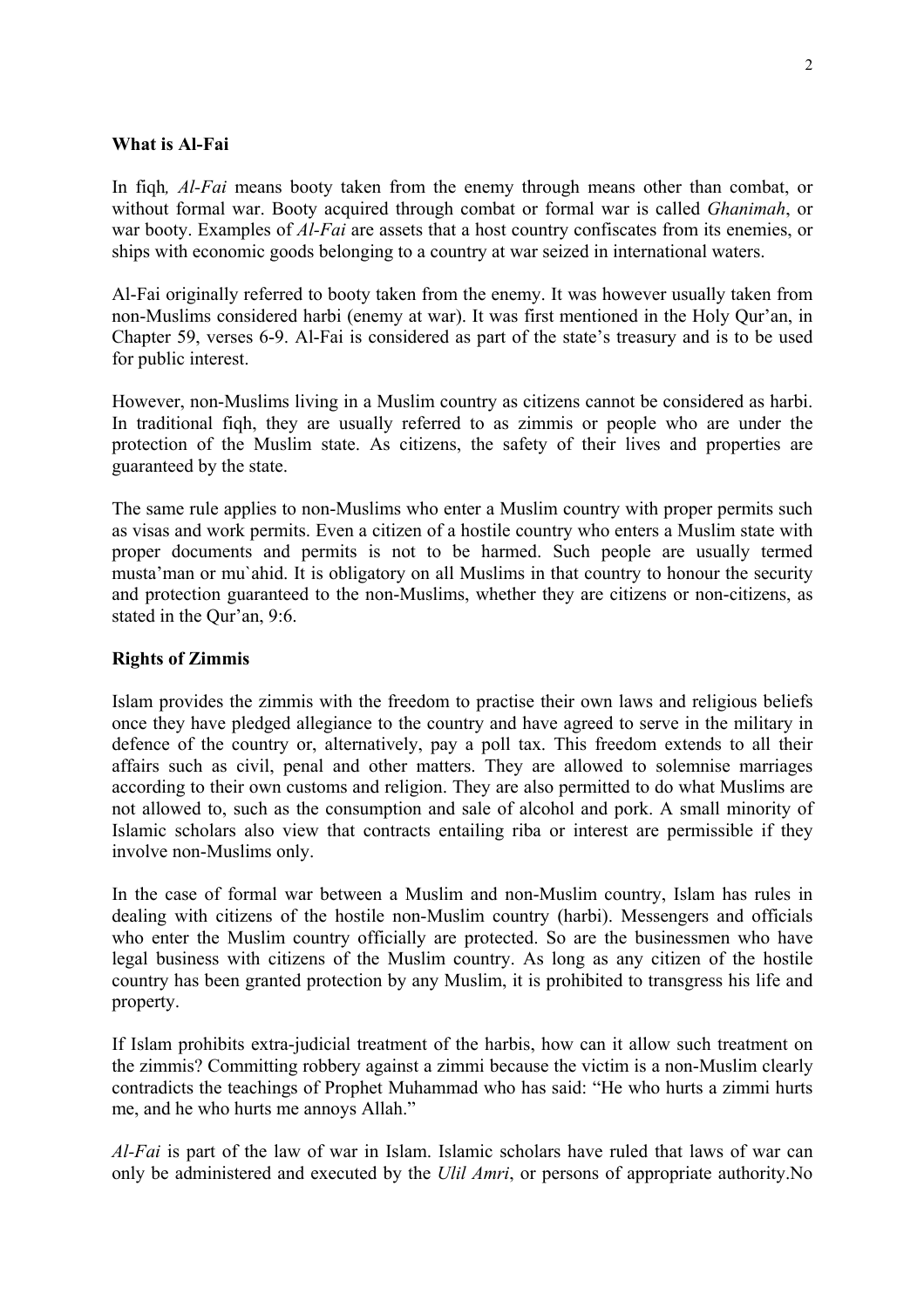**What is Al-Fai**

In fiqh*, Al-Fai* means booty taken from the enemy through means other than combat, or without formal war. Booty acquired through combat or formal war is called *Ghanimah*, or war booty. Examples of *Al-Fai* are assets that a host country confiscates from its enemies, or ships with economic goods belonging to a country at war seized in international waters.

Al-Fai originally referred to booty taken from the enemy. It was however usually taken from non-Muslims considered harbi (enemy at war). It was first mentioned in the Holy Qur'an, in Chapter 59, verses 6-9. Al-Fai is considered as part of the state's treasury and is to be used for public interest.

However, non-Muslims living in a Muslim country as citizens cannot be considered as harbi. In traditional fiqh, they are usually referred to as zimmis or people who are under the protection of the Muslim state. As citizens, the safety of their lives and properties are guaranteed by the state.

The same rule applies to non-Muslims who enter a Muslim country with proper permits such as visas and work permits. Even a citizen of a hostile country who enters a Muslim state with proper documents and permits is not to be harmed. Such people are usually termed musta'man or mu`ahid. It is obligatory on all Muslims in that country to honour the security and protection guaranteed to the non-Muslims, whether they are citizens or non-citizens, as stated in the Qur'an, 9:6.

**Rights of Zimmis**

Islam provides the zimmis with the freedom to practise their own laws and religious beliefs once they have pledged allegiance to the country and have agreed to serve in the military in defence of the country or, alternatively, pay a poll tax. This freedom extends to all their affairs such as civil, penal and other matters. They are allowed to solemnise marriages according to their own customs and religion. They are also permitted to do what Muslims are not allowed to, such as the consumption and sale of alcohol and pork. A small minority of Islamic scholars also view that contracts entailing riba or interest are permissible if they involve non-Muslims only.

In the case of formal war between a Muslim and non-Muslim country, Islam has rules in dealing with citizens of the hostile non-Muslim country (harbi). Messengers and officials who enter the Muslim country officially are protected. So are the businessmen who have legal business with citizens of the Muslim country. As long as any citizen of the hostile country has been granted protection by any Muslim, it is prohibited to transgress his life and property.

If Islam prohibits extra-judicial treatment of the harbis, how can it allow such treatment on the zimmis? Committing robbery against a zimmi because the victim is a non-Muslim clearly contradicts the teachings of Prophet Muhammad who has said: "He who hurts a zimmi hurts me, and he who hurts me annoys Allah."

*Al-Fai* is part of the law of war in Islam. Islamic scholars have ruled that laws of war can only be administered and executed by the *Ulil Amri*, or persons of appropriate authority.No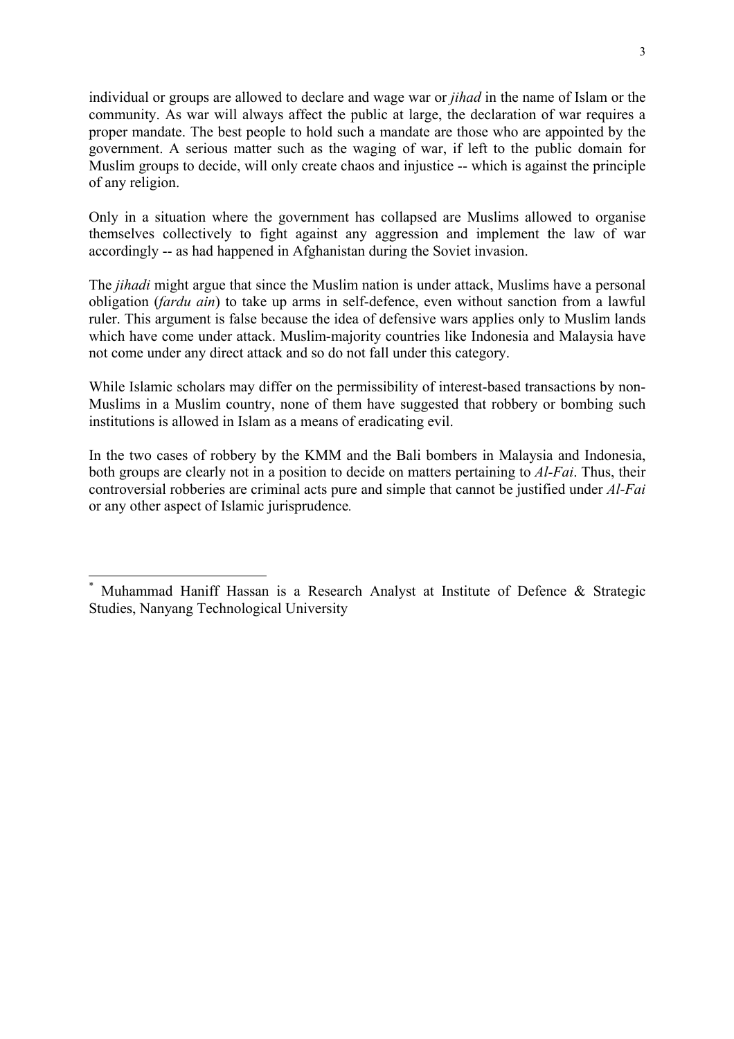individual or groups are allowed to declare and wage war or *jihad* in the name of Islam or the community. As war will always affect the public at large, the declaration of war requires a proper mandate. The best people to hold such a mandate are those who are appointed by the government. A serious matter such as the waging of war, if left to the public domain for Muslim groups to decide, will only create chaos and injustice -- which is against the principle of any religion.

Only in a situation where the government has collapsed are Muslims allowed to organise themselves collectively to fight against any aggression and implement the law of war accordingly -- as had happened in Afghanistan during the Soviet invasion.

The *jihadi* might argue that since the Muslim nation is under attack, Muslims have a personal obligation (*fardu ain*) to take up arms in self-defence, even without sanction from a lawful ruler. This argument is false because the idea of defensive wars applies only to Muslim lands which have come under attack. Muslim-majority countries like Indonesia and Malaysia have not come under any direct attack and so do not fall under this category.

While Islamic scholars may differ on the permissibility of interest-based transactions by non-Muslims in a Muslim country, none of them have suggested that robbery or bombing such institutions is allowed in Islam as a means of eradicating evil.

In the two cases of robbery by the KMM and the Bali bombers in Malaysia and Indonesia, both groups are clearly not in a position to decide on matters pertaining to *Al-Fai*. Thus, their controversial robberies are criminal acts pure and simple that cannot be justified under *Al-Fai* or any other aspect of Islamic jurisprudence.

---

[*] Muhammad Haniff Hassan is a Research Analyst at Institute of Defence & Strategic Studies, Nanyang Technological University